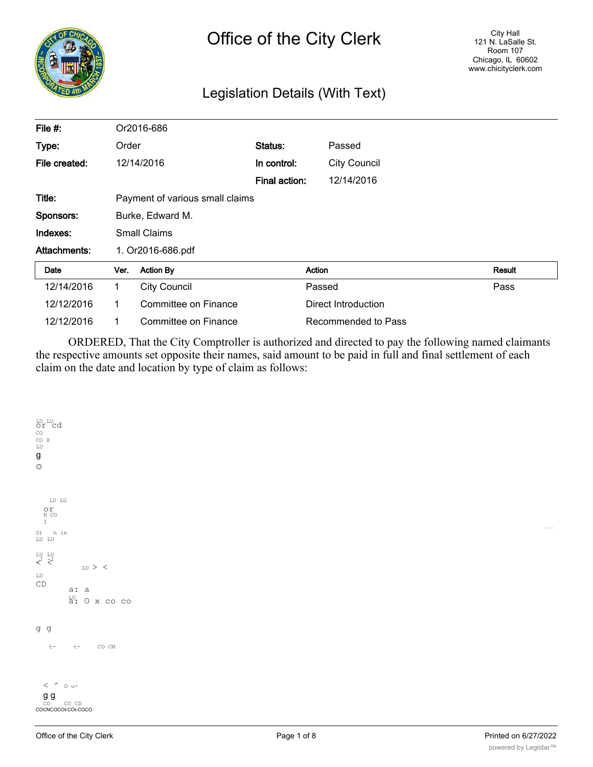# Office of the City Clerk

City Hall
121 N. LaSalle St.
Room 107
Chicago, IL 60602
www.chicityclerk.com

## Legislation Details (With Text)

| | | | |
|---|---|---|---|
| **File #:** | Or2016-686 | | |
| **Type:** | Order | **Status:** | Passed |
| **File created:** | 12/14/2016 | **In control:** | City Council |
| | | **Final action:** | 12/14/2016 |
| **Title:** | Payment of various small claims | | |
| **Sponsors:** | Burke, Edward M. | | |
| **Indexes:** | Small Claims | | |
| **Attachments:** | 1. Or2016-686.pdf | | |

| Date | Ver. | Action By | Action | Result |
|---|---|---|---|---|
| 12/14/2016 | 1 | City Council | Passed | Pass |
| 12/12/2016 | 1 | Committee on Finance | Direct Introduction | |
| 12/12/2016 | 1 | Committee on Finance | Recommended to Pass | |

ORDERED, That the City Comptroller is authorized and directed to pay the following named claimants the respective amounts set opposite their names, said amount to be paid in full and final settlement of each claim on the date and location by type of claim as follows: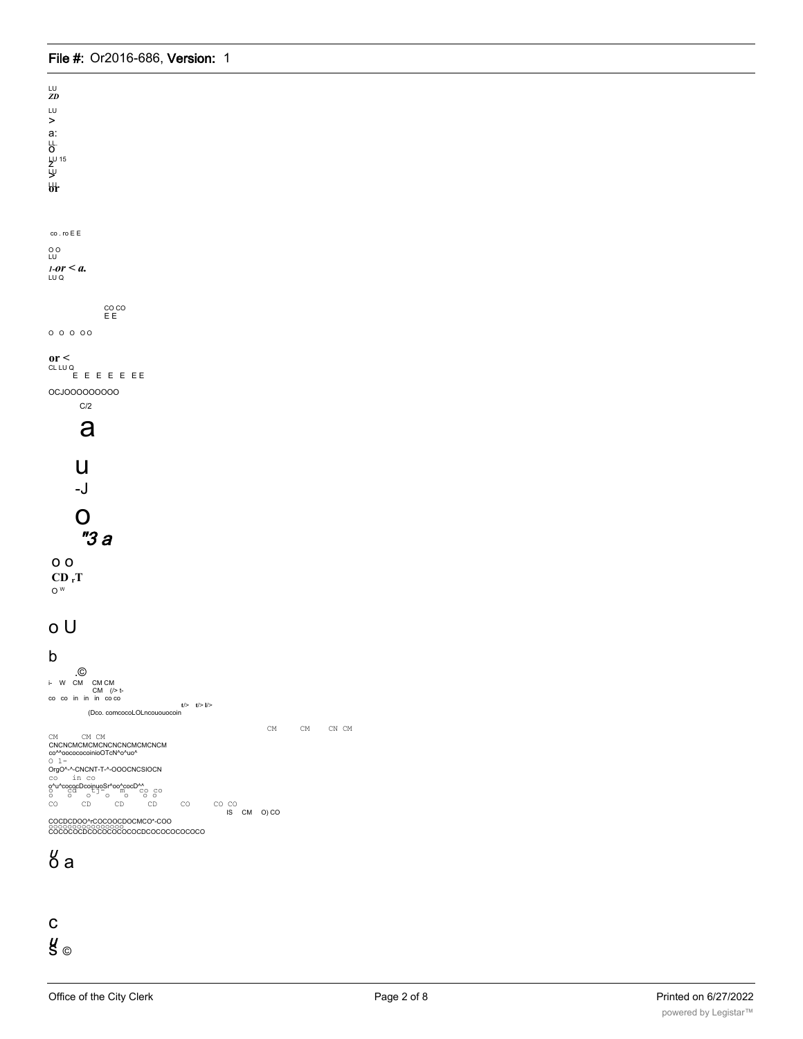LU
*ZD*
LU
>
a:
LL
O
LU 15
Z
LU
>
LU
or

co . ro E E

O O
LU
*I-or < a.*
LU Q

CO CO
E E

O O O OO

**or <**
CL LU Q
E E E E E EE

OCJOOOOOOOOO

C/2

# a

# u

-J

# O

***"3 a***

O O
**CD rT**
O W

## o U

## b

.©
i- W CM CM CM
CM (/> t-
co co in in in co co
t/> t/> l/>
(Dco. comcocoLOLncououocoin

CM CM CN CM
CM CM CM
CNCNCMCMCNCNCNCMCMCNCM
co^^oococooinioOTcN^o^uo^
O 1-
OrgO^-^-CNCNT-T-^-OOOCNCSIOCN
co in co
o^u^cococDcoinuoSr^oo^cocD^^
o cd tj- m co co
o o o o o o
CO CD CD CD CO CO CO
IS CM O) CO
COCDCDOO^rCOCOOCDOCMCO^-COO
OOOOOOOOOOOOOOOO
COCOCOCDCOCOCOCOCOCDCOCOCOCOCOCO

o a

C
S ©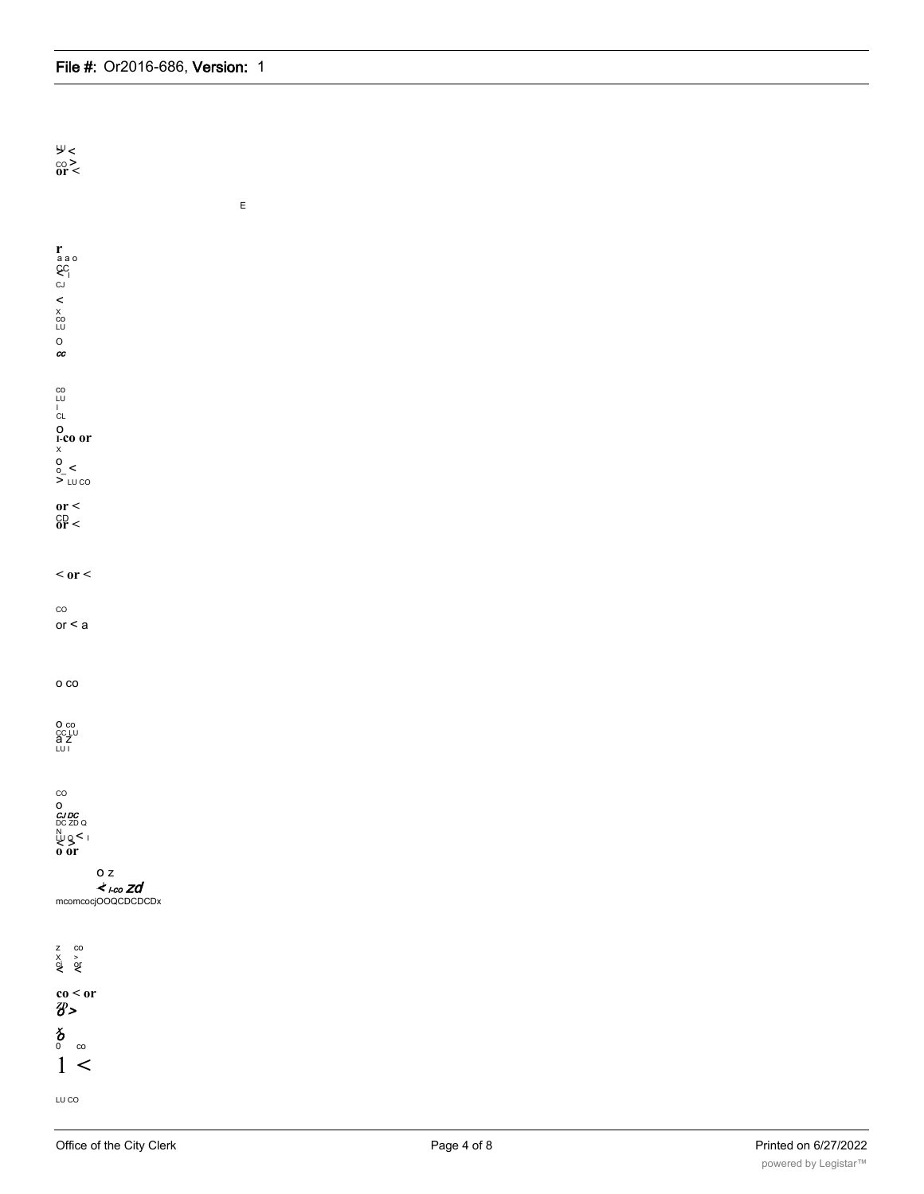ᄖ <
co >
or <

E

r
a a o
CC
< I
CJ
<
x
co
LU
O
cc

co
LU
I
CL
O
I-co or
x
O
o_ <
> LU CO

or <
CD
or <

< or <

co
or < a

o co

O co
CC LU
a z
LU I

co
O
CJ DC
DC ZD Q
N
LU Q < I
< >
o or

O z
< I-co zd
mcomcocjOOQCDCDCDx

z co
x >
cj or
< <

co < or
zo
o >

x
o
0 co
1 <

LU CO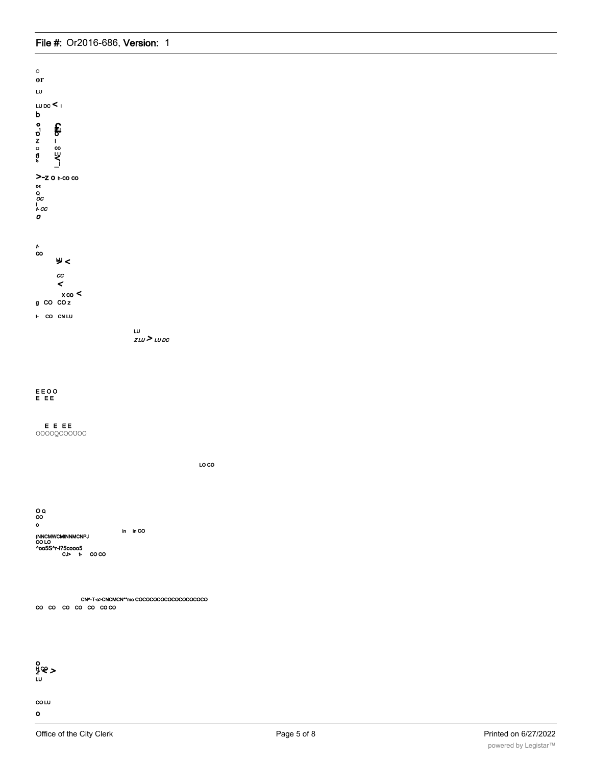o
or

LU

LU DC < I

b

o
o
Z
□
o
o

C
o
I
co
LU
>
I

>-Z O h-CO CO

cx
Q
OC
I
I- CC
O

I-
CO

LU
> <

CC
<

X CO <

g CO CO z

t- CO CN LU

LU
Z LU > LU DC

E E O O
E E E

E E E E
OOOOQOOOUOO

LO CO

O Q
CO

o

in in CO

(NNCMWCMtNNMCNPJ
CO LO
^oo5S^r-i?5cooo5
CJ> t- CO CO

CN^-T-o>CNCMCN**mo COCOCOCOCOCOCOCOCOCO
CO CO CO CO CO CO CO

o
H CO
Z < >
LU

CO LU

o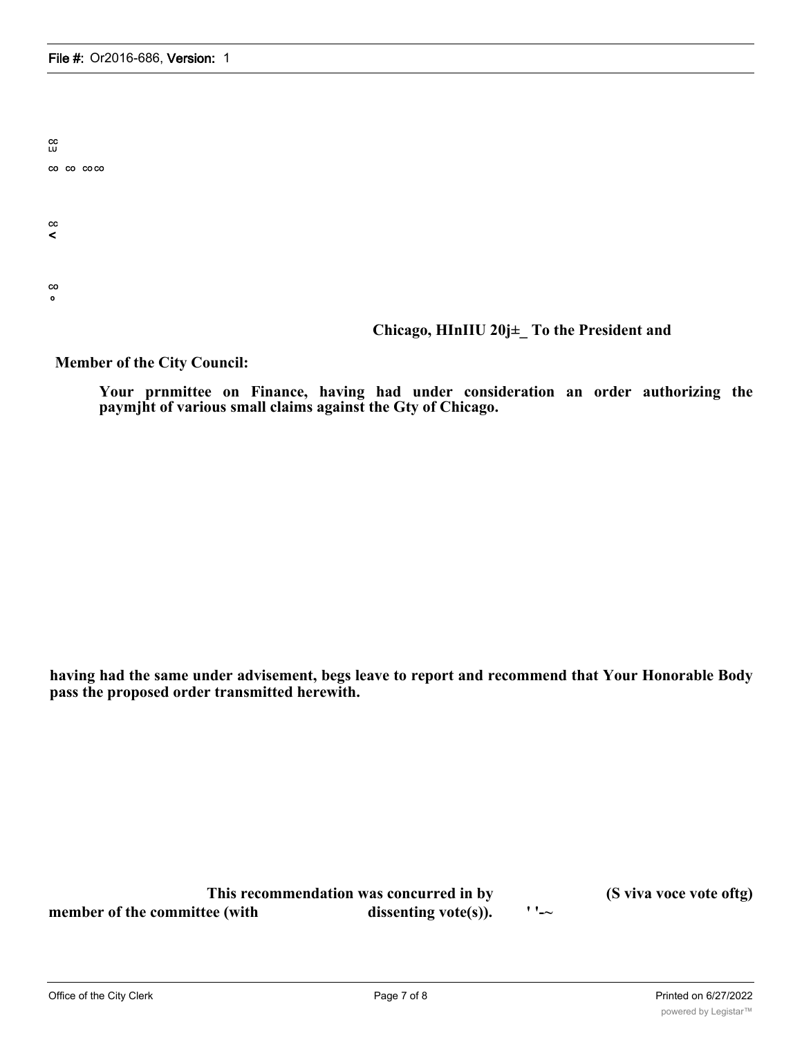CC
LU

CO CO CO CO

CC
<

CO
o

**Chicago, HInIIU 20j±_ To the President and**

**Member of the City Council:**

**Your prnmittee on Finance, having had under consideration an order authorizing the paymjht of various small claims against the Gty of Chicago.**

**having had the same under advisement, begs leave to report and recommend that Your Honorable Body pass the proposed order transmitted herewith.**

**This recommendation was concurred in by (S viva voce vote oftg) member of the committee (with dissenting vote(s)).** ' '-~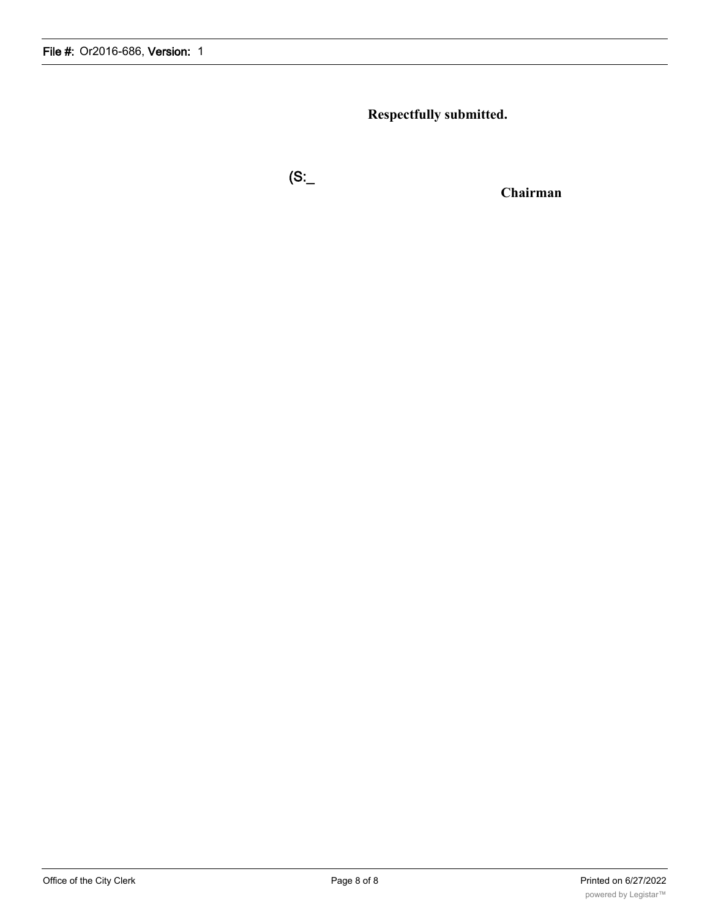**Respectfully submitted.**

(S:_

**Chairman**